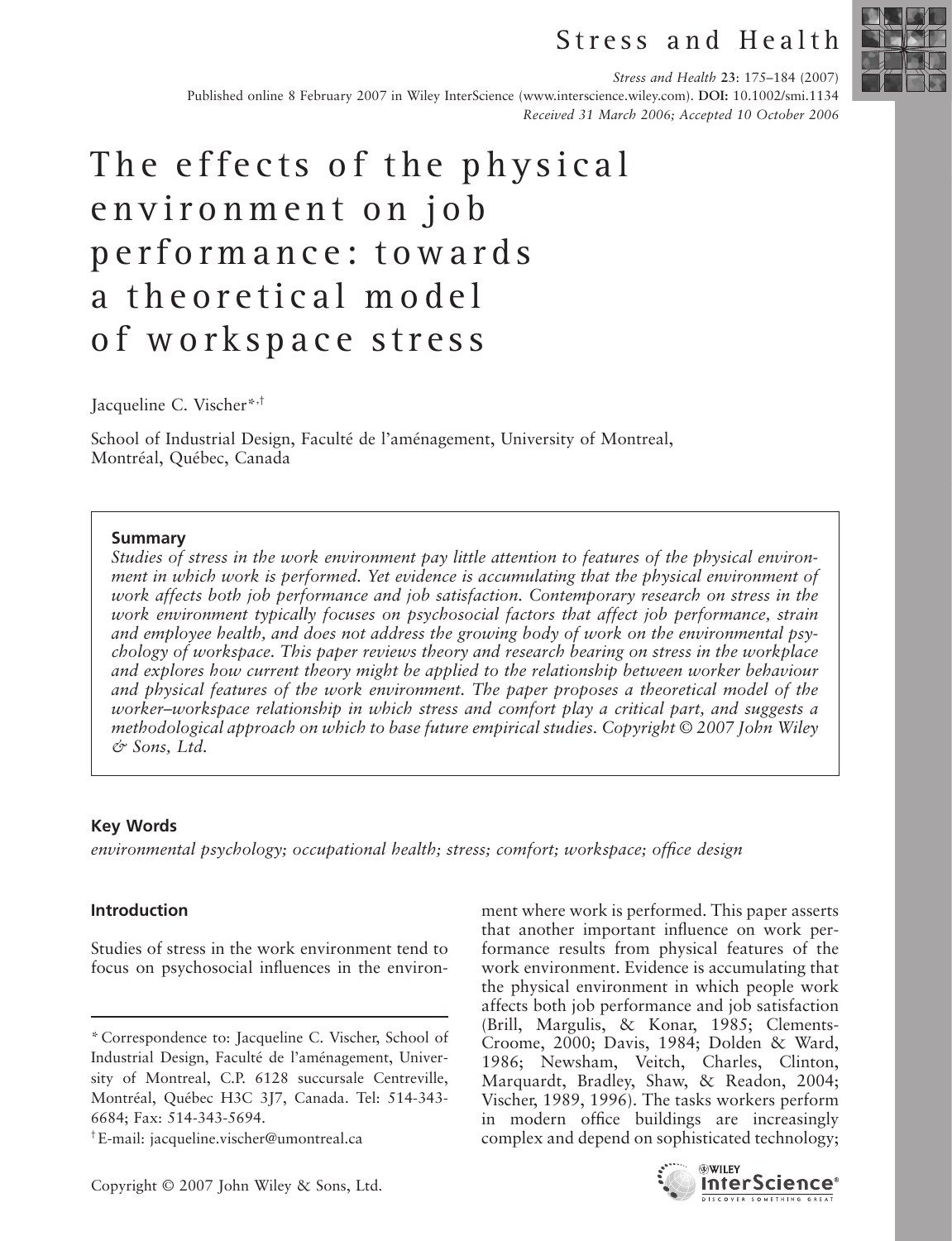Stress and Health

Published online 8 February 2007 in Wiley InterScience (www.interscience.wiley.com). **DOI:** 10.1002/smi.1134

*Received 31 March 2006; Accepted 10 October 2006*

# The effects of the physical environment on job performance: towards a theoretical model of workspace stress

Jacqueline C. Vischer*,†

School of Industrial Design, Faculté de l'aménagement, University of Montreal, Montréal, Québec, Canada

### Summary

*Studies of stress in the work environment pay little attention to features of the physical environment in which work is performed. Yet evidence is accumulating that the physical environment of work affects both job performance and job satisfaction. Contemporary research on stress in the work environment typically focuses on psychosocial factors that affect job performance, strain and employee health, and does not address the growing body of work on the environmental psychology of workspace. This paper reviews theory and research bearing on stress in the workplace and explores how current theory might be applied to the relationship between worker behaviour and physical features of the work environment. The paper proposes a theoretical model of the worker–workspace relationship in which stress and comfort play a critical part, and suggests a methodological approach on which to base future empirical studies. Copyright © 2007 John Wiley & Sons, Ltd.*

### Key Words

*environmental psychology; occupational health; stress; comfort; workspace; office design*

### Introduction

Studies of stress in the work environment tend to focus on psychosocial influences in the environment where work is performed. This paper asserts that another important influence on work performance results from physical features of the work environment. Evidence is accumulating that the physical environment in which people work affects both job performance and job satisfaction (Brill, Margulis, & Konar, 1985; Clements-Croome, 2000; Davis, 1984; Dolden & Ward, 1986; Newsham, Veitch, Charles, Clinton, Marquardt, Bradley, Shaw, & Readon, 2004; Vischer, 1989, 1996). The tasks workers perform in modern office buildings are increasingly complex and depend on sophisticated technology;

\* Correspondence to: Jacqueline C. Vischer, School of Industrial Design, Faculté de l'aménagement, University of Montreal, C.P. 6128 succursale Centreville, Montréal, Québec H3C 3J7, Canada. Tel: 514-343-6684; Fax: 514-343-5694.

† E-mail: jacqueline.vischer@umontreal.ca

Copyright © 2007 John Wiley & Sons, Ltd.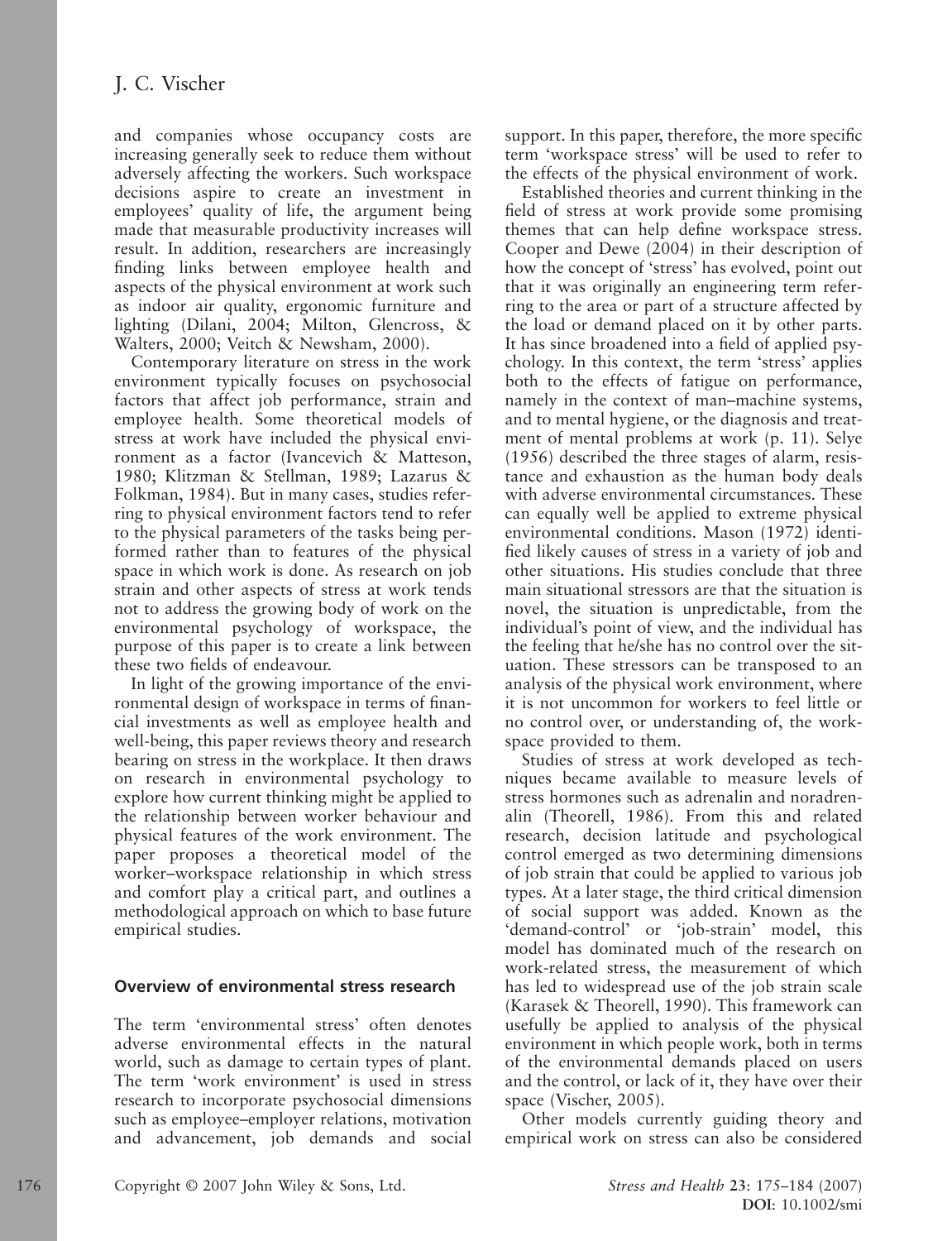and companies whose occupancy costs are increasing generally seek to reduce them without adversely affecting the workers. Such workspace decisions aspire to create an investment in employees' quality of life, the argument being made that measurable productivity increases will result. In addition, researchers are increasingly finding links between employee health and aspects of the physical environment at work such as indoor air quality, ergonomic furniture and lighting (Dilani, 2004; Milton, Glencross, & Walters, 2000; Veitch & Newsham, 2000).

Contemporary literature on stress in the work environment typically focuses on psychosocial factors that affect job performance, strain and employee health. Some theoretical models of stress at work have included the physical environment as a factor (Ivancevich & Matteson, 1980; Klitzman & Stellman, 1989; Lazarus & Folkman, 1984). But in many cases, studies referring to physical environment factors tend to refer to the physical parameters of the tasks being performed rather than to features of the physical space in which work is done. As research on job strain and other aspects of stress at work tends not to address the growing body of work on the environmental psychology of workspace, the purpose of this paper is to create a link between these two fields of endeavour.

In light of the growing importance of the environmental design of workspace in terms of financial investments as well as employee health and well-being, this paper reviews theory and research bearing on stress in the workplace. It then draws on research in environmental psychology to explore how current thinking might be applied to the relationship between worker behaviour and physical features of the work environment. The paper proposes a theoretical model of the worker–workspace relationship in which stress and comfort play a critical part, and outlines a methodological approach on which to base future empirical studies.

## Overview of environmental stress research

The term 'environmental stress' often denotes adverse environmental effects in the natural world, such as damage to certain types of plant. The term 'work environment' is used in stress research to incorporate psychosocial dimensions such as employee–employer relations, motivation and advancement, job demands and social support. In this paper, therefore, the more specific term 'workspace stress' will be used to refer to the effects of the physical environment of work.

Established theories and current thinking in the field of stress at work provide some promising themes that can help define workspace stress. Cooper and Dewe (2004) in their description of how the concept of 'stress' has evolved, point out that it was originally an engineering term referring to the area or part of a structure affected by the load or demand placed on it by other parts. It has since broadened into a field of applied psychology. In this context, the term 'stress' applies both to the effects of fatigue on performance, namely in the context of man–machine systems, and to mental hygiene, or the diagnosis and treatment of mental problems at work (p. 11). Selye (1956) described the three stages of alarm, resistance and exhaustion as the human body deals with adverse environmental circumstances. These can equally well be applied to extreme physical environmental conditions. Mason (1972) identified likely causes of stress in a variety of job and other situations. His studies conclude that three main situational stressors are that the situation is novel, the situation is unpredictable, from the individual's point of view, and the individual has the feeling that he/she has no control over the situation. These stressors can be transposed to an analysis of the physical work environment, where it is not uncommon for workers to feel little or no control over, or understanding of, the workspace provided to them.

Studies of stress at work developed as techniques became available to measure levels of stress hormones such as adrenalin and noradrenalin (Theorell, 1986). From this and related research, decision latitude and psychological control emerged as two determining dimensions of job strain that could be applied to various job types. At a later stage, the third critical dimension of social support was added. Known as the 'demand-control' or 'job-strain' model, this model has dominated much of the research on work-related stress, the measurement of which has led to widespread use of the job strain scale (Karasek & Theorell, 1990). This framework can usefully be applied to analysis of the physical environment in which people work, both in terms of the environmental demands placed on users and the control, or lack of it, they have over their space (Vischer, 2005).

Other models currently guiding theory and empirical work on stress can also be considered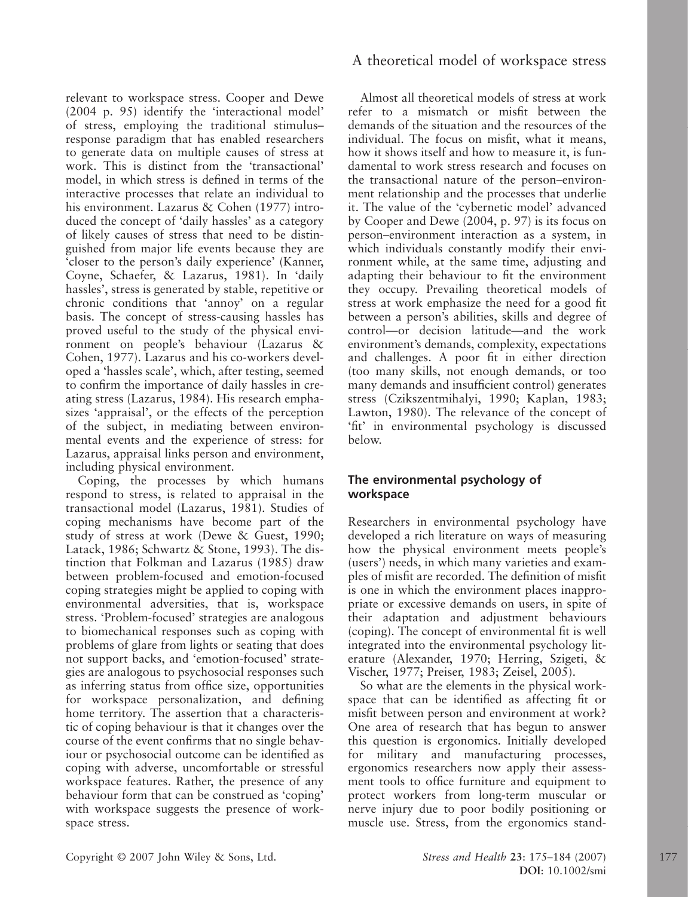relevant to workspace stress. Cooper and Dewe (2004 p. 95) identify the 'interactional model' of stress, employing the traditional stimulus–response paradigm that has enabled researchers to generate data on multiple causes of stress at work. This is distinct from the 'transactional' model, in which stress is defined in terms of the interactive processes that relate an individual to his environment. Lazarus & Cohen (1977) introduced the concept of 'daily hassles' as a category of likely causes of stress that need to be distinguished from major life events because they are 'closer to the person's daily experience' (Kanner, Coyne, Schaefer, & Lazarus, 1981). In 'daily hassles', stress is generated by stable, repetitive or chronic conditions that 'annoy' on a regular basis. The concept of stress-causing hassles has proved useful to the study of the physical environment on people's behaviour (Lazarus & Cohen, 1977). Lazarus and his co-workers developed a 'hassles scale', which, after testing, seemed to confirm the importance of daily hassles in creating stress (Lazarus, 1984). His research emphasizes 'appraisal', or the effects of the perception of the subject, in mediating between environmental events and the experience of stress: for Lazarus, appraisal links person and environment, including physical environment.

Coping, the processes by which humans respond to stress, is related to appraisal in the transactional model (Lazarus, 1981). Studies of coping mechanisms have become part of the study of stress at work (Dewe & Guest, 1990; Latack, 1986; Schwartz & Stone, 1993). The distinction that Folkman and Lazarus (1985) draw between problem-focused and emotion-focused coping strategies might be applied to coping with environmental adversities, that is, workspace stress. 'Problem-focused' strategies are analogous to biomechanical responses such as coping with problems of glare from lights or seating that does not support backs, and 'emotion-focused' strategies are analogous to psychosocial responses such as inferring status from office size, opportunities for workspace personalization, and defining home territory. The assertion that a characteristic of coping behaviour is that it changes over the course of the event confirms that no single behaviour or psychosocial outcome can be identified as coping with adverse, uncomfortable or stressful workspace features. Rather, the presence of any behaviour form that can be construed as 'coping' with workspace suggests the presence of workspace stress.

Almost all theoretical models of stress at work refer to a mismatch or misfit between the demands of the situation and the resources of the individual. The focus on misfit, what it means, how it shows itself and how to measure it, is fundamental to work stress research and focuses on the transactional nature of the person–environment relationship and the processes that underlie it. The value of the 'cybernetic model' advanced by Cooper and Dewe (2004, p. 97) is its focus on person–environment interaction as a system, in which individuals constantly modify their environment while, at the same time, adjusting and adapting their behaviour to fit the environment they occupy. Prevailing theoretical models of stress at work emphasize the need for a good fit between a person's abilities, skills and degree of control—or decision latitude—and the work environment's demands, complexity, expectations and challenges. A poor fit in either direction (too many skills, not enough demands, or too many demands and insufficient control) generates stress (Czikszentmihalyi, 1990; Kaplan, 1983; Lawton, 1980). The relevance of the concept of 'fit' in environmental psychology is discussed below.

## The environmental psychology of workspace

Researchers in environmental psychology have developed a rich literature on ways of measuring how the physical environment meets people's (users') needs, in which many varieties and examples of misfit are recorded. The definition of misfit is one in which the environment places inappropriate or excessive demands on users, in spite of their adaptation and adjustment behaviours (coping). The concept of environmental fit is well integrated into the environmental psychology literature (Alexander, 1970; Herring, Szigeti, & Vischer, 1977; Preiser, 1983; Zeisel, 2005).

So what are the elements in the physical workspace that can be identified as affecting fit or misfit between person and environment at work? One area of research that has begun to answer this question is ergonomics. Initially developed for military and manufacturing processes, ergonomics researchers now apply their assessment tools to office furniture and equipment to protect workers from long-term muscular or nerve injury due to poor bodily positioning or muscle use. Stress, from the ergonomics stand-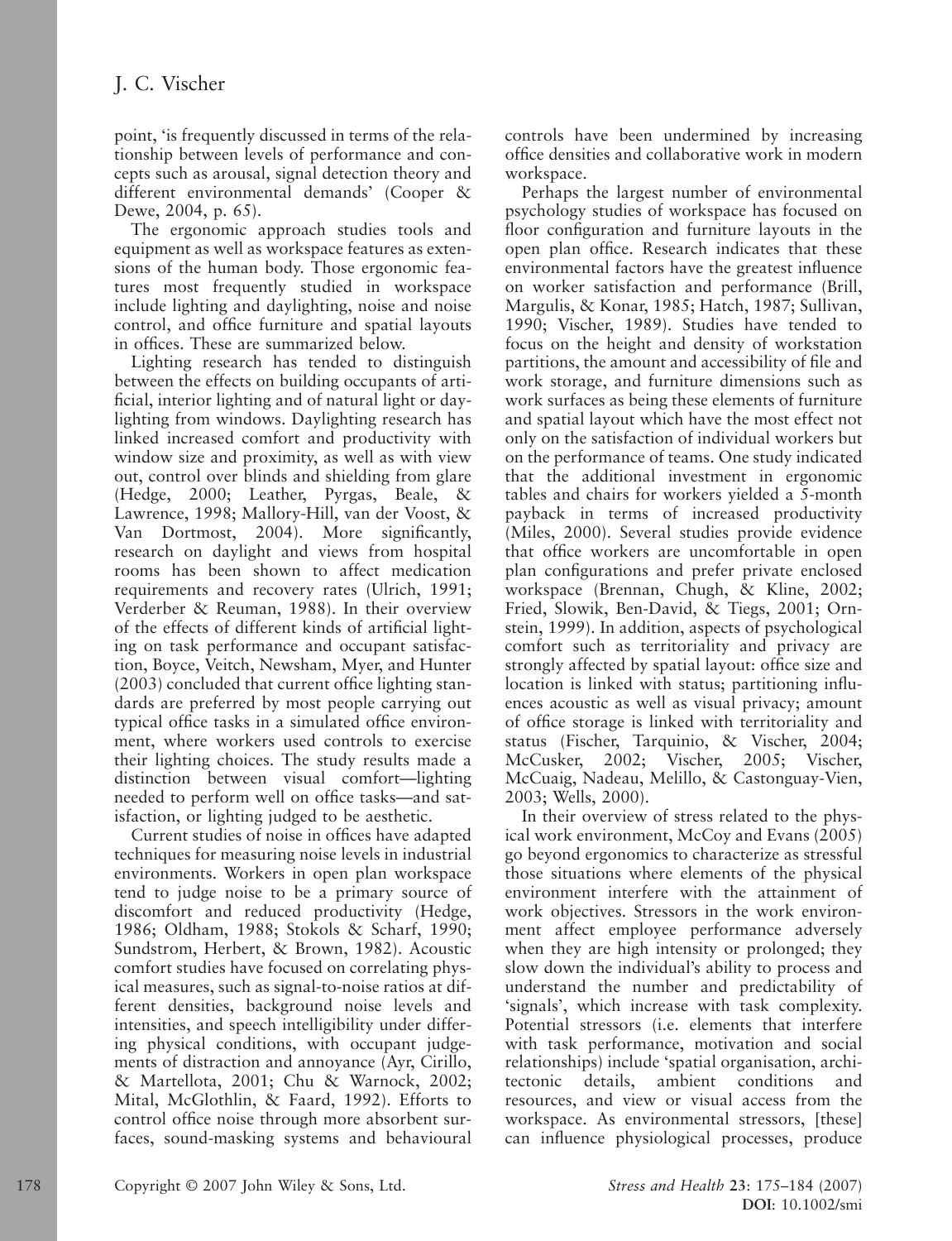point, 'is frequently discussed in terms of the relationship between levels of performance and concepts such as arousal, signal detection theory and different environmental demands' (Cooper & Dewe, 2004, p. 65).

The ergonomic approach studies tools and equipment as well as workspace features as extensions of the human body. Those ergonomic features most frequently studied in workspace include lighting and daylighting, noise and noise control, and office furniture and spatial layouts in offices. These are summarized below.

Lighting research has tended to distinguish between the effects on building occupants of artificial, interior lighting and of natural light or daylighting from windows. Daylighting research has linked increased comfort and productivity with window size and proximity, as well as with view out, control over blinds and shielding from glare (Hedge, 2000; Leather, Pyrgas, Beale, & Lawrence, 1998; Mallory-Hill, van der Voost, & Van Dortmost, 2004). More significantly, research on daylight and views from hospital rooms has been shown to affect medication requirements and recovery rates (Ulrich, 1991; Verderber & Reuman, 1988). In their overview of the effects of different kinds of artificial lighting on task performance and occupant satisfaction, Boyce, Veitch, Newsham, Myer, and Hunter (2003) concluded that current office lighting standards are preferred by most people carrying out typical office tasks in a simulated office environment, where workers used controls to exercise their lighting choices. The study results made a distinction between visual comfort—lighting needed to perform well on office tasks—and satisfaction, or lighting judged to be aesthetic.

Current studies of noise in offices have adapted techniques for measuring noise levels in industrial environments. Workers in open plan workspace tend to judge noise to be a primary source of discomfort and reduced productivity (Hedge, 1986; Oldham, 1988; Stokols & Scharf, 1990; Sundstrom, Herbert, & Brown, 1982). Acoustic comfort studies have focused on correlating physical measures, such as signal-to-noise ratios at different densities, background noise levels and intensities, and speech intelligibility under differing physical conditions, with occupant judgements of distraction and annoyance (Ayr, Cirillo, & Martellota, 2001; Chu & Warnock, 2002; Mital, McGlothlin, & Faard, 1992). Efforts to control office noise through more absorbent surfaces, sound-masking systems and behavioural controls have been undermined by increasing office densities and collaborative work in modern workspace.

Perhaps the largest number of environmental psychology studies of workspace has focused on floor configuration and furniture layouts in the open plan office. Research indicates that these environmental factors have the greatest influence on worker satisfaction and performance (Brill, Margulis, & Konar, 1985; Hatch, 1987; Sullivan, 1990; Vischer, 1989). Studies have tended to focus on the height and density of workstation partitions, the amount and accessibility of file and work storage, and furniture dimensions such as work surfaces as being these elements of furniture and spatial layout which have the most effect not only on the satisfaction of individual workers but on the performance of teams. One study indicated that the additional investment in ergonomic tables and chairs for workers yielded a 5-month payback in terms of increased productivity (Miles, 2000). Several studies provide evidence that office workers are uncomfortable in open plan configurations and prefer private enclosed workspace (Brennan, Chugh, & Kline, 2002; Fried, Slowik, Ben-David, & Tiegs, 2001; Ornstein, 1999). In addition, aspects of psychological comfort such as territoriality and privacy are strongly affected by spatial layout: office size and location is linked with status; partitioning influences acoustic as well as visual privacy; amount of office storage is linked with territoriality and status (Fischer, Tarquinio, & Vischer, 2004; McCusker, 2002; Vischer, 2005; Vischer, McCuaig, Nadeau, Melillo, & Castonguay-Vien, 2003; Wells, 2000).

In their overview of stress related to the physical work environment, McCoy and Evans (2005) go beyond ergonomics to characterize as stressful those situations where elements of the physical environment interfere with the attainment of work objectives. Stressors in the work environment affect employee performance adversely when they are high intensity or prolonged; they slow down the individual's ability to process and understand the number and predictability of 'signals', which increase with task complexity. Potential stressors (i.e. elements that interfere with task performance, motivation and social relationships) include 'spatial organisation, architectonic details, ambient conditions and resources, and view or visual access from the workspace. As environmental stressors, [these] can influence physiological processes, produce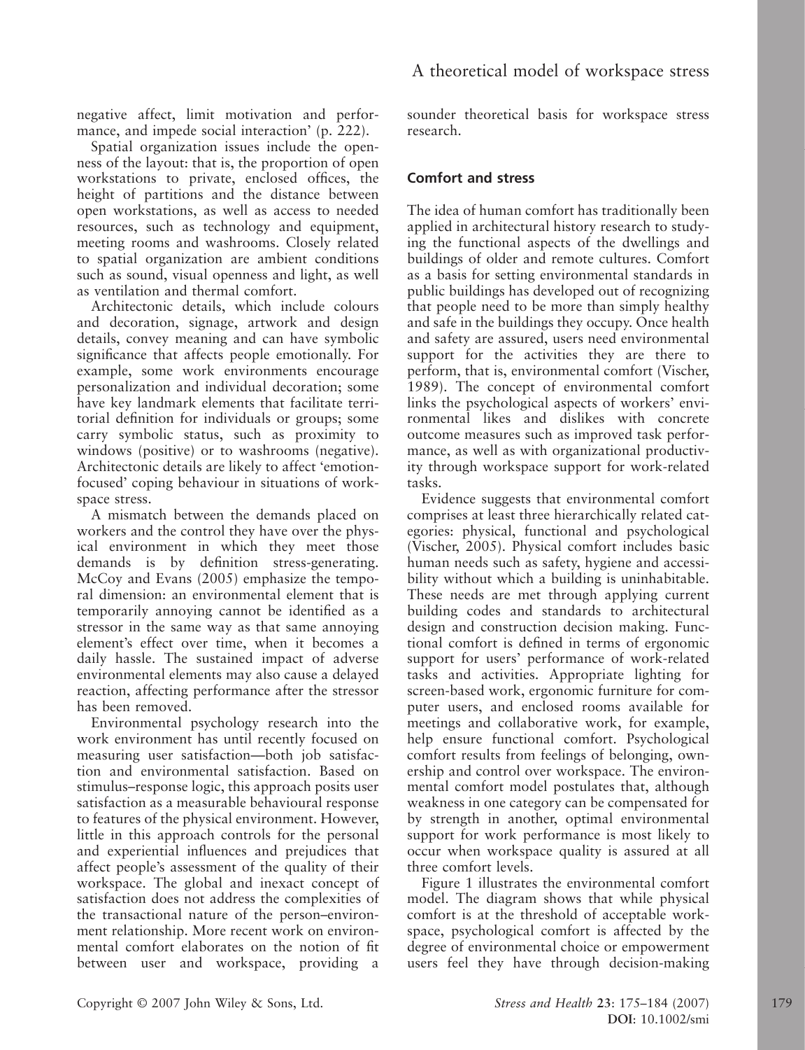negative affect, limit motivation and performance, and impede social interaction' (p. 222).

Spatial organization issues include the openness of the layout: that is, the proportion of open workstations to private, enclosed offices, the height of partitions and the distance between open workstations, as well as access to needed resources, such as technology and equipment, meeting rooms and washrooms. Closely related to spatial organization are ambient conditions such as sound, visual openness and light, as well as ventilation and thermal comfort.

Architectonic details, which include colours and decoration, signage, artwork and design details, convey meaning and can have symbolic significance that affects people emotionally. For example, some work environments encourage personalization and individual decoration; some have key landmark elements that facilitate territorial definition for individuals or groups; some carry symbolic status, such as proximity to windows (positive) or to washrooms (negative). Architectonic details are likely to affect 'emotion-focused' coping behaviour in situations of workspace stress.

A mismatch between the demands placed on workers and the control they have over the physical environment in which they meet those demands is by definition stress-generating. McCoy and Evans (2005) emphasize the temporal dimension: an environmental element that is temporarily annoying cannot be identified as a stressor in the same way as that same annoying element's effect over time, when it becomes a daily hassle. The sustained impact of adverse environmental elements may also cause a delayed reaction, affecting performance after the stressor has been removed.

Environmental psychology research into the work environment has until recently focused on measuring user satisfaction—both job satisfaction and environmental satisfaction. Based on stimulus–response logic, this approach posits user satisfaction as a measurable behavioural response to features of the physical environment. However, little in this approach controls for the personal and experiential influences and prejudices that affect people's assessment of the quality of their workspace. The global and inexact concept of satisfaction does not address the complexities of the transactional nature of the person–environment relationship. More recent work on environmental comfort elaborates on the notion of fit between user and workspace, providing a sounder theoretical basis for workspace stress research.

## Comfort and stress

The idea of human comfort has traditionally been applied in architectural history research to studying the functional aspects of the dwellings and buildings of older and remote cultures. Comfort as a basis for setting environmental standards in public buildings has developed out of recognizing that people need to be more than simply healthy and safe in the buildings they occupy. Once health and safety are assured, users need environmental support for the activities they are there to perform, that is, environmental comfort (Vischer, 1989). The concept of environmental comfort links the psychological aspects of workers' environmental likes and dislikes with concrete outcome measures such as improved task performance, as well as with organizational productivity through workspace support for work-related tasks.

Evidence suggests that environmental comfort comprises at least three hierarchically related categories: physical, functional and psychological (Vischer, 2005). Physical comfort includes basic human needs such as safety, hygiene and accessibility without which a building is uninhabitable. These needs are met through applying current building codes and standards to architectural design and construction decision making. Functional comfort is defined in terms of ergonomic support for users' performance of work-related tasks and activities. Appropriate lighting for screen-based work, ergonomic furniture for computer users, and enclosed rooms available for meetings and collaborative work, for example, help ensure functional comfort. Psychological comfort results from feelings of belonging, ownership and control over workspace. The environmental comfort model postulates that, although weakness in one category can be compensated for by strength in another, optimal environmental support for work performance is most likely to occur when workspace quality is assured at all three comfort levels.

Figure 1 illustrates the environmental comfort model. The diagram shows that while physical comfort is at the threshold of acceptable workspace, psychological comfort is affected by the degree of environmental choice or empowerment users feel they have through decision-making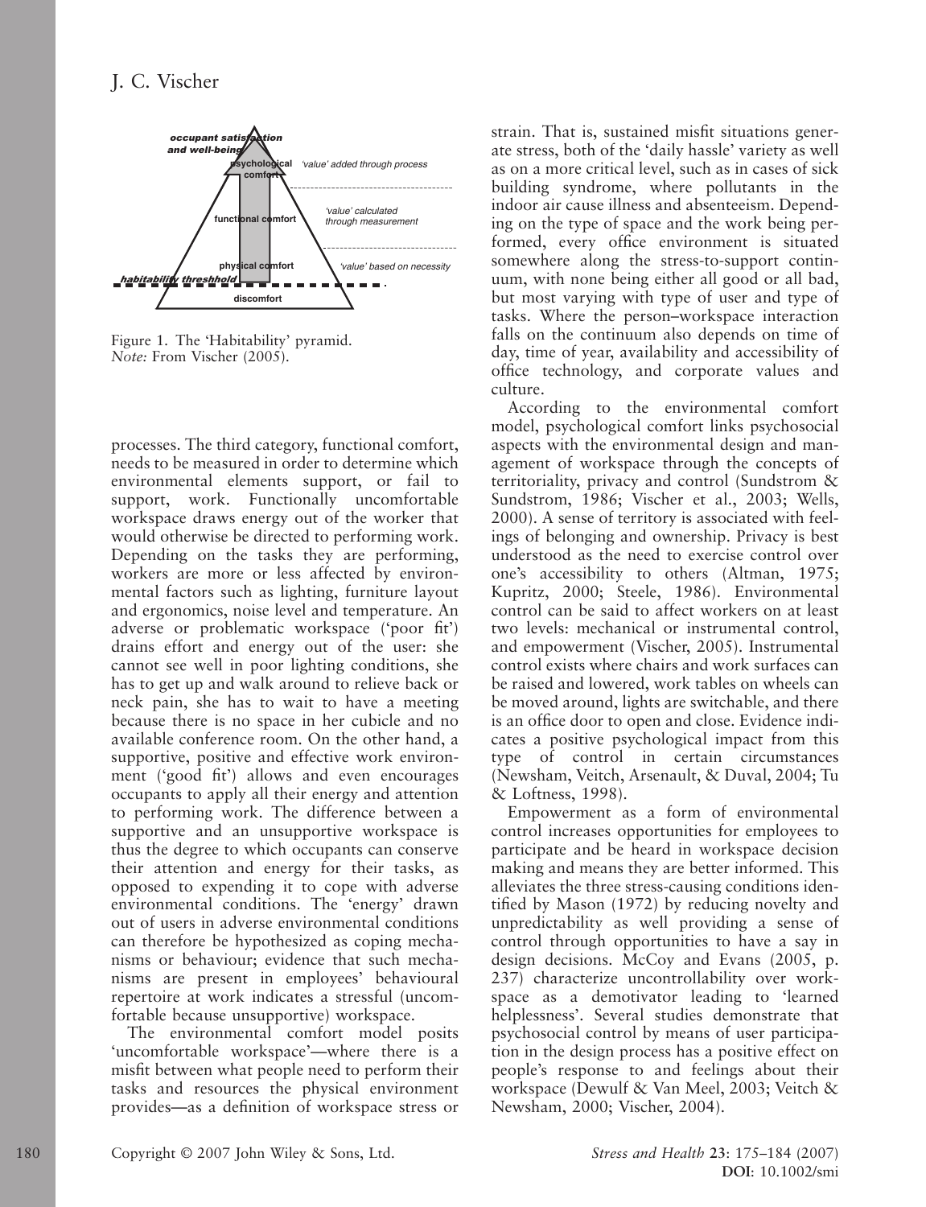Figure 1. The 'Habitability' pyramid.
*Note:* From Vischer (2005).

processes. The third category, functional comfort, needs to be measured in order to determine which environmental elements support, or fail to support, work. Functionally uncomfortable workspace draws energy out of the worker that would otherwise be directed to performing work. Depending on the tasks they are performing, workers are more or less affected by environmental factors such as lighting, furniture layout and ergonomics, noise level and temperature. An adverse or problematic workspace ('poor fit') drains effort and energy out of the user: she cannot see well in poor lighting conditions, she has to get up and walk around to relieve back or neck pain, she has to wait to have a meeting because there is no space in her cubicle and no available conference room. On the other hand, a supportive, positive and effective work environment ('good fit') allows and even encourages occupants to apply all their energy and attention to performing work. The difference between a supportive and an unsupportive workspace is thus the degree to which occupants can conserve their attention and energy for their tasks, as opposed to expending it to cope with adverse environmental conditions. The 'energy' drawn out of users in adverse environmental conditions can therefore be hypothesized as coping mechanisms or behaviour; evidence that such mechanisms are present in employees' behavioural repertoire at work indicates a stressful (uncomfortable because unsupportive) workspace.

The environmental comfort model posits 'uncomfortable workspace'—where there is a misfit between what people need to perform their tasks and resources the physical environment provides—as a definition of workspace stress or strain. That is, sustained misfit situations generate stress, both of the 'daily hassle' variety as well as on a more critical level, such as in cases of sick building syndrome, where pollutants in the indoor air cause illness and absenteeism. Depending on the type of space and the work being performed, every office environment is situated somewhere along the stress-to-support continuum, with none being either all good or all bad, but most varying with type of user and type of tasks. Where the person–workspace interaction falls on the continuum also depends on time of day, time of year, availability and accessibility of office technology, and corporate values and culture.

According to the environmental comfort model, psychological comfort links psychosocial aspects with the environmental design and management of workspace through the concepts of territoriality, privacy and control (Sundstrom & Sundstrom, 1986; Vischer et al., 2003; Wells, 2000). A sense of territory is associated with feelings of belonging and ownership. Privacy is best understood as the need to exercise control over one's accessibility to others (Altman, 1975; Kupritz, 2000; Steele, 1986). Environmental control can be said to affect workers on at least two levels: mechanical or instrumental control, and empowerment (Vischer, 2005). Instrumental control exists where chairs and work surfaces can be raised and lowered, work tables on wheels can be moved around, lights are switchable, and there is an office door to open and close. Evidence indicates a positive psychological impact from this type of control in certain circumstances (Newsham, Veitch, Arsenault, & Duval, 2004; Tu & Loftness, 1998).

Empowerment as a form of environmental control increases opportunities for employees to participate and be heard in workspace decision making and means they are better informed. This alleviates the three stress-causing conditions identified by Mason (1972) by reducing novelty and unpredictability as well providing a sense of control through opportunities to have a say in design decisions. McCoy and Evans (2005, p. 237) characterize uncontrollability over workspace as a demotivator leading to 'learned helplessness'. Several studies demonstrate that psychosocial control by means of user participation in the design process has a positive effect on people's response to and feelings about their workspace (Dewulf & Van Meel, 2003; Veitch & Newsham, 2000; Vischer, 2004).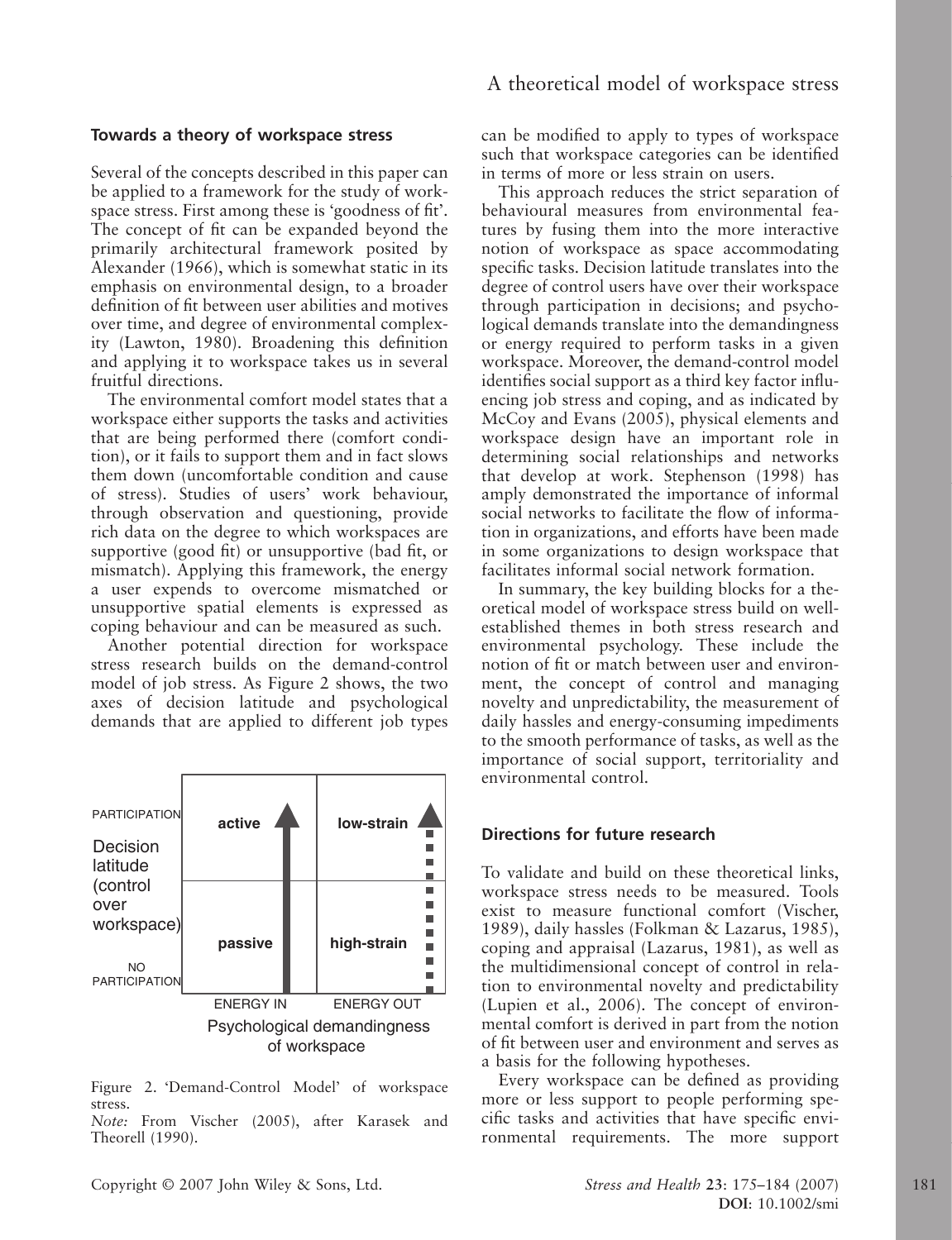### Towards a theory of workspace stress

Several of the concepts described in this paper can be applied to a framework for the study of workspace stress. First among these is 'goodness of fit'. The concept of fit can be expanded beyond the primarily architectural framework posited by Alexander (1966), which is somewhat static in its emphasis on environmental design, to a broader definition of fit between user abilities and motives over time, and degree of environmental complexity (Lawton, 1980). Broadening this definition and applying it to workspace takes us in several fruitful directions.

The environmental comfort model states that a workspace either supports the tasks and activities that are being performed there (comfort condition), or it fails to support them and in fact slows them down (uncomfortable condition and cause of stress). Studies of users' work behaviour, through observation and questioning, provide rich data on the degree to which workspaces are supportive (good fit) or unsupportive (bad fit, or mismatch). Applying this framework, the energy a user expends to overcome mismatched or unsupportive spatial elements is expressed as coping behaviour and can be measured as such.

Another potential direction for workspace stress research builds on the demand-control model of job stress. As Figure 2 shows, the two axes of decision latitude and psychological demands that are applied to different job types can be modified to apply to types of workspace such that workspace categories can be identified in terms of more or less strain on users.

| Decision latitude (control over workspace) | ENERGY IN | ENERGY OUT |
|---|---|---|
| PARTICIPATION | active | low-strain |
| NO PARTICIPATION | passive | high-strain |

Psychological demandingness of workspace

Figure 2. 'Demand-Control Model' of workspace stress.
*Note:* From Vischer (2005), after Karasek and Theorell (1990).

This approach reduces the strict separation of behavioural measures from environmental features by fusing them into the more interactive notion of workspace as space accommodating specific tasks. Decision latitude translates into the degree of control users have over their workspace through participation in decisions; and psychological demands translate into the demandingness or energy required to perform tasks in a given workspace. Moreover, the demand-control model identifies social support as a third key factor influencing job stress and coping, and as indicated by McCoy and Evans (2005), physical elements and workspace design have an important role in determining social relationships and networks that develop at work. Stephenson (1998) has amply demonstrated the importance of informal social networks to facilitate the flow of information in organizations, and efforts have been made in some organizations to design workspace that facilitates informal social network formation.

In summary, the key building blocks for a theoretical model of workspace stress build on well-established themes in both stress research and environmental psychology. These include the notion of fit or match between user and environment, the concept of control and managing novelty and unpredictability, the measurement of daily hassles and energy-consuming impediments to the smooth performance of tasks, as well as the importance of social support, territoriality and environmental control.

### Directions for future research

To validate and build on these theoretical links, workspace stress needs to be measured. Tools exist to measure functional comfort (Vischer, 1989), daily hassles (Folkman & Lazarus, 1985), coping and appraisal (Lazarus, 1981), as well as the multidimensional concept of control in relation to environmental novelty and predictability (Lupien et al., 2006). The concept of environmental comfort is derived in part from the notion of fit between user and environment and serves as a basis for the following hypotheses.

Every workspace can be defined as providing more or less support to people performing specific tasks and activities that have specific environmental requirements. The more support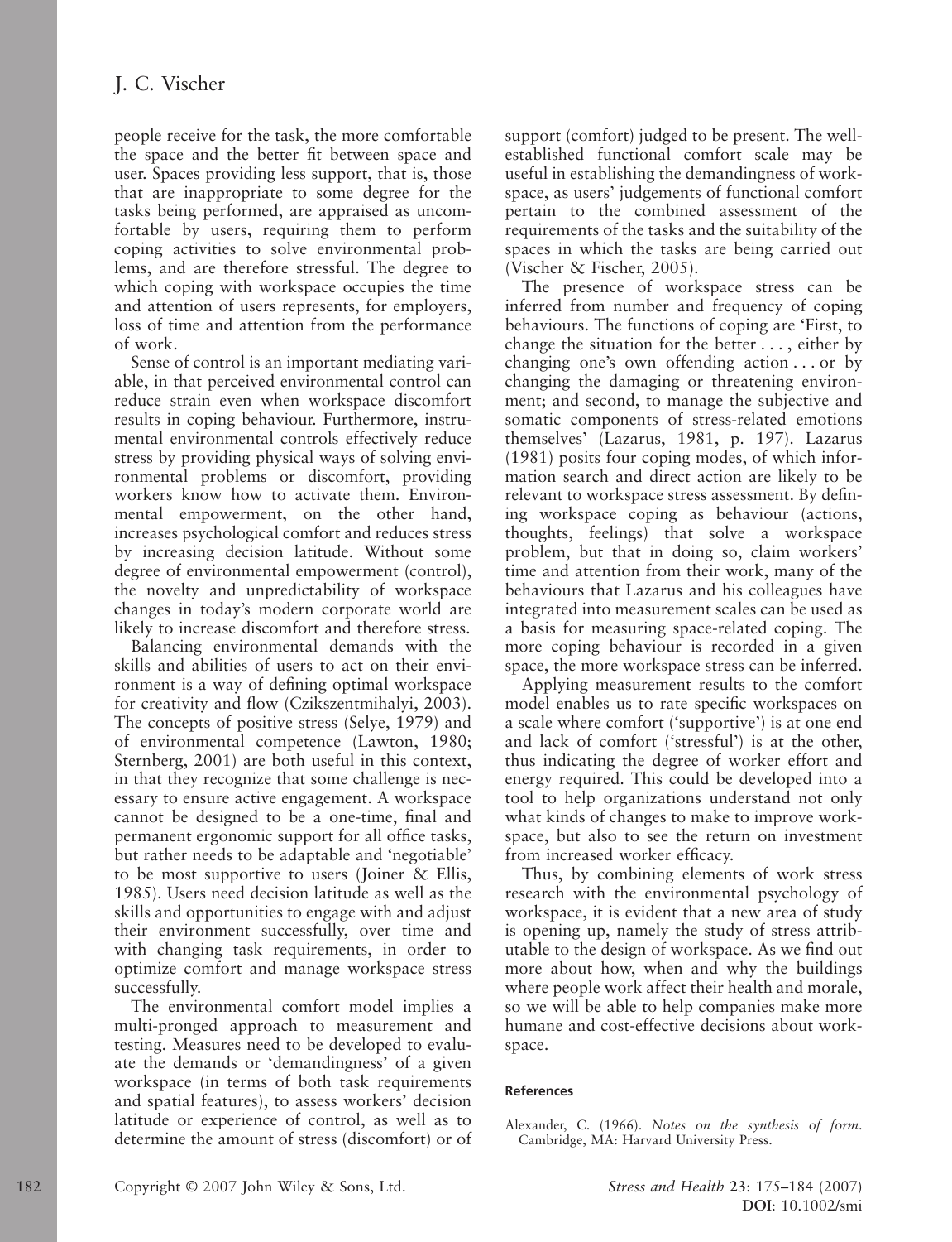people receive for the task, the more comfortable the space and the better fit between space and user. Spaces providing less support, that is, those that are inappropriate to some degree for the tasks being performed, are appraised as uncomfortable by users, requiring them to perform coping activities to solve environmental problems, and are therefore stressful. The degree to which coping with workspace occupies the time and attention of users represents, for employers, loss of time and attention from the performance of work.

Sense of control is an important mediating variable, in that perceived environmental control can reduce strain even when workspace discomfort results in coping behaviour. Furthermore, instrumental environmental controls effectively reduce stress by providing physical ways of solving environmental problems or discomfort, providing workers know how to activate them. Environmental empowerment, on the other hand, increases psychological comfort and reduces stress by increasing decision latitude. Without some degree of environmental empowerment (control), the novelty and unpredictability of workspace changes in today's modern corporate world are likely to increase discomfort and therefore stress.

Balancing environmental demands with the skills and abilities of users to act on their environment is a way of defining optimal workspace for creativity and flow (Czikszentmihalyi, 2003). The concepts of positive stress (Selye, 1979) and of environmental competence (Lawton, 1980; Sternberg, 2001) are both useful in this context, in that they recognize that some challenge is necessary to ensure active engagement. A workspace cannot be designed to be a one-time, final and permanent ergonomic support for all office tasks, but rather needs to be adaptable and 'negotiable' to be most supportive to users (Joiner & Ellis, 1985). Users need decision latitude as well as the skills and opportunities to engage with and adjust their environment successfully, over time and with changing task requirements, in order to optimize comfort and manage workspace stress successfully.

The environmental comfort model implies a multi-pronged approach to measurement and testing. Measures need to be developed to evaluate the demands or 'demandingness' of a given workspace (in terms of both task requirements and spatial features), to assess workers' decision latitude or experience of control, as well as to determine the amount of stress (discomfort) or of support (comfort) judged to be present. The well-established functional comfort scale may be useful in establishing the demandingness of workspace, as users' judgements of functional comfort pertain to the combined assessment of the requirements of the tasks and the suitability of the spaces in which the tasks are being carried out (Vischer & Fischer, 2005).

The presence of workspace stress can be inferred from number and frequency of coping behaviours. The functions of coping are 'First, to change the situation for the better . . . , either by changing one's own offending action . . . or by changing the damaging or threatening environment; and second, to manage the subjective and somatic components of stress-related emotions themselves' (Lazarus, 1981, p. 197). Lazarus (1981) posits four coping modes, of which information search and direct action are likely to be relevant to workspace stress assessment. By defining workspace coping as behaviour (actions, thoughts, feelings) that solve a workspace problem, but that in doing so, claim workers' time and attention from their work, many of the behaviours that Lazarus and his colleagues have integrated into measurement scales can be used as a basis for measuring space-related coping. The more coping behaviour is recorded in a given space, the more workspace stress can be inferred.

Applying measurement results to the comfort model enables us to rate specific workspaces on a scale where comfort ('supportive') is at one end and lack of comfort ('stressful') is at the other, thus indicating the degree of worker effort and energy required. This could be developed into a tool to help organizations understand not only what kinds of changes to make to improve workspace, but also to see the return on investment from increased worker efficacy.

Thus, by combining elements of work stress research with the environmental psychology of workspace, it is evident that a new area of study is opening up, namely the study of stress attributable to the design of workspace. As we find out more about how, when and why the buildings where people work affect their health and morale, so we will be able to help companies make more humane and cost-effective decisions about workspace.

#### References

Alexander, C. (1966). *Notes on the synthesis of form*. Cambridge, MA: Harvard University Press.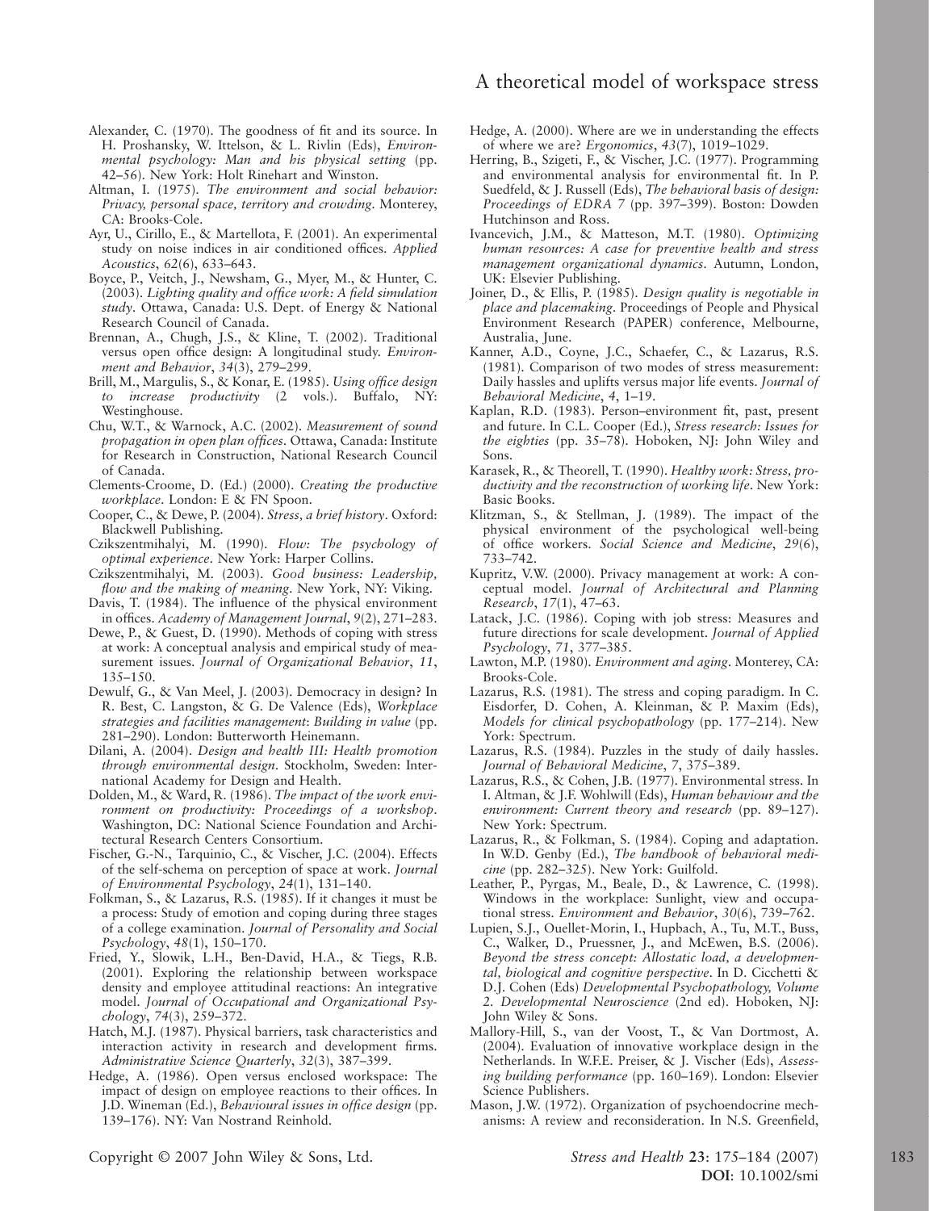Alexander, C. (1970). The goodness of fit and its source. In H. Proshansky, W. Ittelson, & L. Rivlin (Eds), *Environmental psychology: Man and his physical setting* (pp. 42–56). New York: Holt Rinehart and Winston.

Altman, I. (1975). *The environment and social behavior: Privacy, personal space, territory and crowding*. Monterey, CA: Brooks-Cole.

Ayr, U., Cirillo, E., & Martellota, F. (2001). An experimental study on noise indices in air conditioned offices. *Applied Acoustics*, *62*(6), 633–643.

Boyce, P., Veitch, J., Newsham, G., Myer, M., & Hunter, C. (2003). *Lighting quality and office work: A field simulation study*. Ottawa, Canada: U.S. Dept. of Energy & National Research Council of Canada.

Brennan, A., Chugh, J.S., & Kline, T. (2002). Traditional versus open office design: A longitudinal study. *Environment and Behavior*, *34*(3), 279–299.

Brill, M., Margulis, S., & Konar, E. (1985). *Using office design to increase productivity* (2 vols.). Buffalo, NY: Westinghouse.

Chu, W.T., & Warnock, A.C. (2002). *Measurement of sound propagation in open plan offices*. Ottawa, Canada: Institute for Research in Construction, National Research Council of Canada.

Clements-Croome, D. (Ed.) (2000). *Creating the productive workplace*. London: E & FN Spoon.

Cooper, C., & Dewe, P. (2004). *Stress, a brief history*. Oxford: Blackwell Publishing.

Czikszentmihalyi, M. (1990). *Flow: The psychology of optimal experience*. New York: Harper Collins.

Czikszentmihalyi, M. (2003). *Good business: Leadership, flow and the making of meaning*. New York, NY: Viking.

Davis, T. (1984). The influence of the physical environment in offices. *Academy of Management Journal*, *9*(2), 271–283.

Dewe, P., & Guest, D. (1990). Methods of coping with stress at work: A conceptual analysis and empirical study of measurement issues. *Journal of Organizational Behavior*, *11*, 135–150.

Dewulf, G., & Van Meel, J. (2003). Democracy in design? In R. Best, C. Langston, & G. De Valence (Eds), *Workplace strategies and facilities management*: *Building in value* (pp. 281–290). London: Butterworth Heinemann.

Dilani, A. (2004). *Design and health III: Health promotion through environmental design*. Stockholm, Sweden: International Academy for Design and Health.

Dolden, M., & Ward, R. (1986). *The impact of the work environment on productivity: Proceedings of a workshop*. Washington, DC: National Science Foundation and Architectural Research Centers Consortium.

Fischer, G.-N., Tarquinio, C., & Vischer, J.C. (2004). Effects of the self-schema on perception of space at work. *Journal of Environmental Psychology*, *24*(1), 131–140.

Folkman, S., & Lazarus, R.S. (1985). If it changes it must be a process: Study of emotion and coping during three stages of a college examination. *Journal of Personality and Social Psychology*, *48*(1), 150–170.

Fried, Y., Slowik, L.H., Ben-David, H.A., & Tiegs, R.B. (2001). Exploring the relationship between workspace density and employee attitudinal reactions: An integrative model. *Journal of Occupational and Organizational Psychology*, *74*(3), 259–372.

Hatch, M.J. (1987). Physical barriers, task characteristics and interaction activity in research and development firms. *Administrative Science Quarterly*, *32*(3), 387–399.

Hedge, A. (1986). Open versus enclosed workspace: The impact of design on employee reactions to their offices. In J.D. Wineman (Ed.), *Behavioural issues in office design* (pp. 139–176). NY: Van Nostrand Reinhold.

Hedge, A. (2000). Where are we in understanding the effects of where we are? *Ergonomics*, *43*(7), 1019–1029.

Herring, B., Szigeti, F., & Vischer, J.C. (1977). Programming and environmental analysis for environmental fit. In P. Suedfeld, & J. Russell (Eds), *The behavioral basis of design: Proceedings of EDRA 7* (pp. 397–399). Boston: Dowden Hutchinson and Ross.

Ivancevich, J.M., & Matteson, M.T. (1980). *Optimizing human resources: A case for preventive health and stress management organizational dynamics*. Autumn, London, UK: Elsevier Publishing.

Joiner, D., & Ellis, P. (1985). *Design quality is negotiable in place and placemaking*. Proceedings of People and Physical Environment Research (PAPER) conference, Melbourne, Australia, June.

Kanner, A.D., Coyne, J.C., Schaefer, C., & Lazarus, R.S. (1981). Comparison of two modes of stress measurement: Daily hassles and uplifts versus major life events. *Journal of Behavioral Medicine*, *4*, 1–19.

Kaplan, R.D. (1983). Person–environment fit, past, present and future. In C.L. Cooper (Ed.), *Stress research: Issues for the eighties* (pp. 35–78). Hoboken, NJ: John Wiley and Sons.

Karasek, R., & Theorell, T. (1990). *Healthy work: Stress, productivity and the reconstruction of working life*. New York: Basic Books.

Klitzman, S., & Stellman, J. (1989). The impact of the physical environment of the psychological well-being of office workers. *Social Science and Medicine*, *29*(6), 733–742.

Kupritz, V.W. (2000). Privacy management at work: A conceptual model. *Journal of Architectural and Planning Research*, *17*(1), 47–63.

Latack, J.C. (1986). Coping with job stress: Measures and future directions for scale development. *Journal of Applied Psychology*, *71*, 377–385.

Lawton, M.P. (1980). *Environment and aging*. Monterey, CA: Brooks-Cole.

Lazarus, R.S. (1981). The stress and coping paradigm. In C. Eisdorfer, D. Cohen, A. Kleinman, & P. Maxim (Eds), *Models for clinical psychopathology* (pp. 177–214). New York: Spectrum.

Lazarus, R.S. (1984). Puzzles in the study of daily hassles. *Journal of Behavioral Medicine*, *7*, 375–389.

Lazarus, R.S., & Cohen, J.B. (1977). Environmental stress. In I. Altman, & J.F. Wohlwill (Eds), *Human behaviour and the environment: Current theory and research* (pp. 89–127). New York: Spectrum.

Lazarus, R., & Folkman, S. (1984). Coping and adaptation. In W.D. Genby (Ed.), *The handbook of behavioral medicine* (pp. 282–325). New York: Guilfold.

Leather, P., Pyrgas, M., Beale, D., & Lawrence, C. (1998). Windows in the workplace: Sunlight, view and occupational stress. *Environment and Behavior*, *30*(6), 739–762.

Lupien, S.J., Ouellet-Morin, I., Hupbach, A., Tu, M.T., Buss, C., Walker, D., Pruessner, J., and McEwen, B.S. (2006). *Beyond the stress concept: Allostatic load, a developmental, biological and cognitive perspective*. In D. Cicchetti & D.J. Cohen (Eds) *Developmental Psychopathology, Volume 2. Developmental Neuroscience* (2nd ed). Hoboken, NJ: John Wiley & Sons.

Mallory-Hill, S., van der Voost, T., & Van Dortmost, A. (2004). Evaluation of innovative workplace design in the Netherlands. In W.F.E. Preiser, & J. Vischer (Eds), *Assessing building performance* (pp. 160–169). London: Elsevier Science Publishers.

Mason, J.W. (1972). Organization of psychoendocrine mechanisms: A review and reconsideration. In N.S. Greenfield,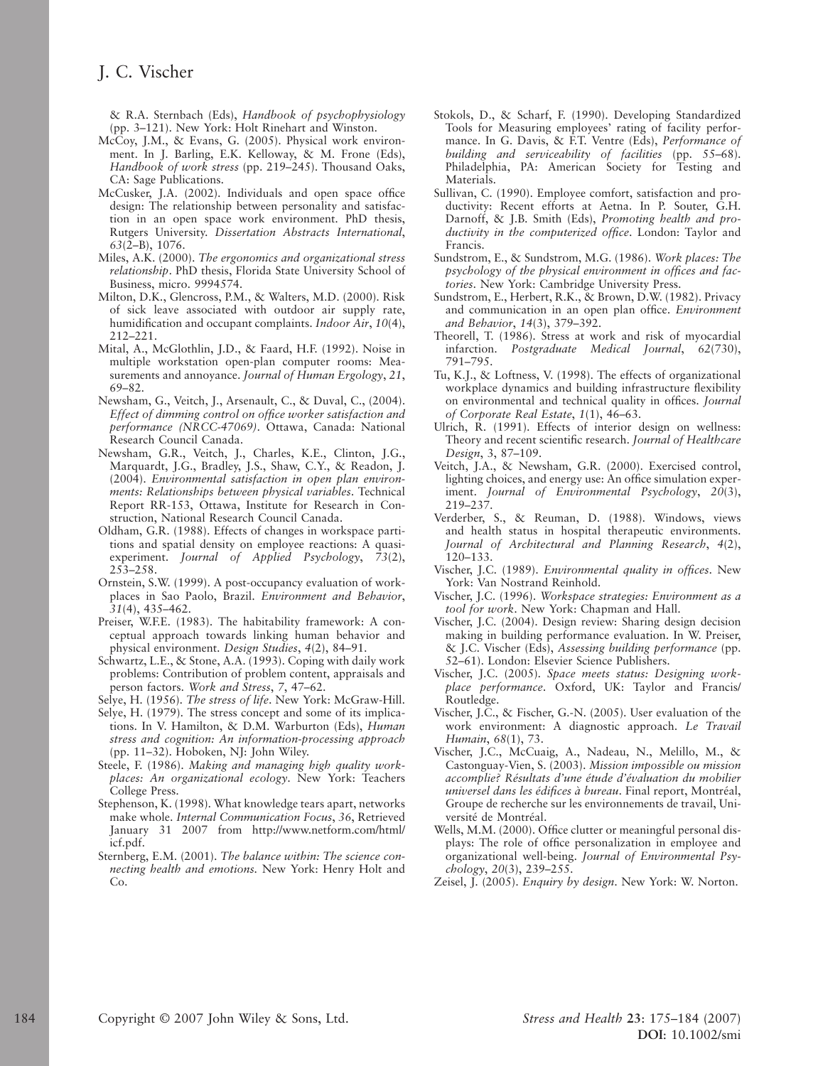& R.A. Sternbach (Eds), *Handbook of psychophysiology* (pp. 3–121). New York: Holt Rinehart and Winston.

McCoy, J.M., & Evans, G. (2005). Physical work environment. In J. Barling, E.K. Kelloway, & M. Frone (Eds), *Handbook of work stress* (pp. 219–245). Thousand Oaks, CA: Sage Publications.

McCusker, J.A. (2002). Individuals and open space office design: The relationship between personality and satisfaction in an open space work environment. PhD thesis, Rutgers University. *Dissertation Abstracts International*, *63*(2–B), 1076.

Miles, A.K. (2000). *The ergonomics and organizational stress relationship*. PhD thesis, Florida State University School of Business, micro. 9994574.

Milton, D.K., Glencross, P.M., & Walters, M.D. (2000). Risk of sick leave associated with outdoor air supply rate, humidification and occupant complaints. *Indoor Air*, *10*(4), 212–221.

Mital, A., McGlothlin, J.D., & Faard, H.F. (1992). Noise in multiple workstation open-plan computer rooms: Measurements and annoyance. *Journal of Human Ergology*, *21*, 69–82.

Newsham, G., Veitch, J., Arsenault, C., & Duval, C., (2004). *Effect of dimming control on office worker satisfaction and performance (NRCC-47069)*. Ottawa, Canada: National Research Council Canada.

Newsham, G.R., Veitch, J., Charles, K.E., Clinton, J.G., Marquardt, J.G., Bradley, J.S., Shaw, C.Y., & Readon, J. (2004). *Environmental satisfaction in open plan environments: Relationships between physical variables*. Technical Report RR-153, Ottawa, Institute for Research in Construction, National Research Council Canada.

Oldham, G.R. (1988). Effects of changes in workspace partitions and spatial density on employee reactions: A quasi-experiment. *Journal of Applied Psychology*, *73*(2), 253–258.

Ornstein, S.W. (1999). A post-occupancy evaluation of workplaces in Sao Paolo, Brazil. *Environment and Behavior*, *31*(4), 435–462.

Preiser, W.F.E. (1983). The habitability framework: A conceptual approach towards linking human behavior and physical environment. *Design Studies*, *4*(2), 84–91.

Schwartz, L.E., & Stone, A.A. (1993). Coping with daily work problems: Contribution of problem content, appraisals and person factors. *Work and Stress*, *7*, 47–62.

Selye, H. (1956). *The stress of life*. New York: McGraw-Hill.

Selye, H. (1979). The stress concept and some of its implications. In V. Hamilton, & D.M. Warburton (Eds), *Human stress and cognition: An information-processing approach* (pp. 11–32). Hoboken, NJ: John Wiley.

Steele, F. (1986). *Making and managing high quality workplaces: An organizational ecology*. New York: Teachers College Press.

Stephenson, K. (1998). What knowledge tears apart, networks make whole. *Internal Communication Focus*, *36*, Retrieved January 31 2007 from http://www.netform.com/html/icf.pdf.

Sternberg, E.M. (2001). *The balance within: The science connecting health and emotions*. New York: Henry Holt and Co.

Stokols, D., & Scharf, F. (1990). Developing Standardized Tools for Measuring employees' rating of facility performance. In G. Davis, & F.T. Ventre (Eds), *Performance of building and serviceability of facilities* (pp. 55–68). Philadelphia, PA: American Society for Testing and Materials.

Sullivan, C. (1990). Employee comfort, satisfaction and productivity: Recent efforts at Aetna. In P. Souter, G.H. Darnoff, & J.B. Smith (Eds), *Promoting health and productivity in the computerized office*. London: Taylor and Francis.

Sundstrom, E., & Sundstrom, M.G. (1986). *Work places: The psychology of the physical environment in offices and factories*. New York: Cambridge University Press.

Sundstrom, E., Herbert, R.K., & Brown, D.W. (1982). Privacy and communication in an open plan office. *Environment and Behavior*, *14*(3), 379–392.

Theorell, T. (1986). Stress at work and risk of myocardial infarction. *Postgraduate Medical Journal*, *62*(730), 791–795.

Tu, K.J., & Loftness, V. (1998). The effects of organizational workplace dynamics and building infrastructure flexibility on environmental and technical quality in offices. *Journal of Corporate Real Estate*, *1*(1), 46–63.

Ulrich, R. (1991). Effects of interior design on wellness: Theory and recent scientific research. *Journal of Healthcare Design*, 3, 87–109.

Veitch, J.A., & Newsham, G.R. (2000). Exercised control, lighting choices, and energy use: An office simulation experiment. *Journal of Environmental Psychology*, *20*(3), 219–237.

Verderber, S., & Reuman, D. (1988). Windows, views and health status in hospital therapeutic environments. *Journal of Architectural and Planning Research*, *4*(2), 120–133.

Vischer, J.C. (1989). *Environmental quality in offices*. New York: Van Nostrand Reinhold.

Vischer, J.C. (1996). *Workspace strategies: Environment as a tool for work*. New York: Chapman and Hall.

Vischer, J.C. (2004). Design review: Sharing design decision making in building performance evaluation. In W. Preiser, & J.C. Vischer (Eds), *Assessing building performance* (pp. 52–61). London: Elsevier Science Publishers.

Vischer, J.C. (2005). *Space meets status: Designing workplace performance*. Oxford, UK: Taylor and Francis/Routledge.

Vischer, J.C., & Fischer, G.-N. (2005). User evaluation of the work environment: A diagnostic approach. *Le Travail Humain*, *68*(1), 73.

Vischer, J.C., McCuaig, A., Nadeau, N., Melillo, M., & Castonguay-Vien, S. (2003). *Mission impossible ou mission accomplie? Résultats d'une étude d'évaluation du mobilier universel dans les édifices à bureau*. Final report, Montréal, Groupe de recherche sur les environnements de travail, Université de Montréal.

Wells, M.M. (2000). Office clutter or meaningful personal displays: The role of office personalization in employee and organizational well-being. *Journal of Environmental Psychology*, *20*(3), 239–255.

Zeisel, J. (2005). *Enquiry by design*. New York: W. Norton.